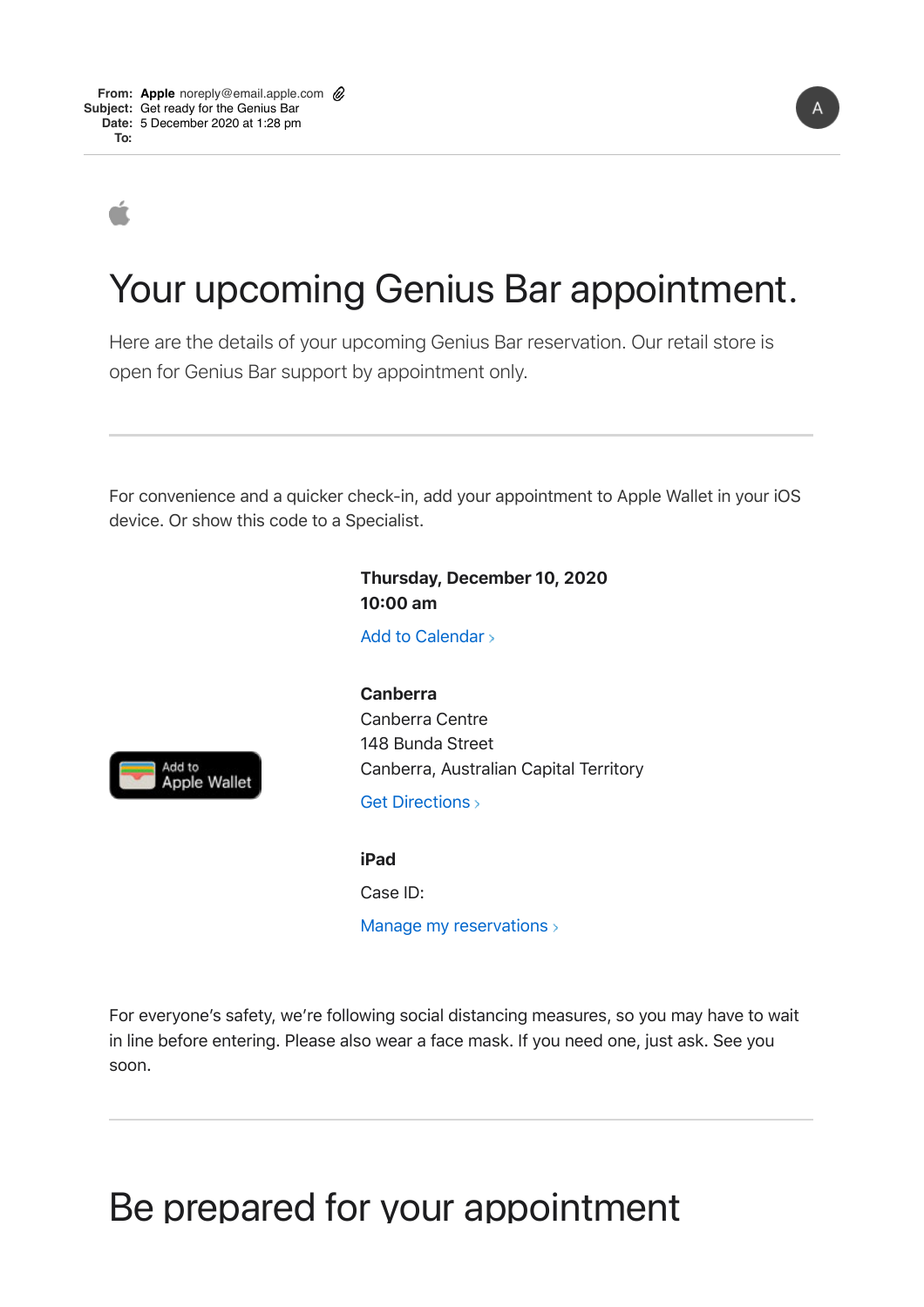**From:** **Apple** noreply@email.apple.com
**Subject:** Get ready for the Genius Bar
**Date:** 5 December 2020 at 1:28 pm
**To:**

# Your upcoming Genius Bar appointment.

Here are the details of your upcoming Genius Bar reservation. Our retail store is open for Genius Bar support by appointment only.

---

For convenience and a quicker check-in, add your appointment to Apple Wallet in your iOS device. Or show this code to a Specialist.

Add to Apple Wallet

**Thursday, December 10, 2020**
**10:00 am**

Add to Calendar ›

**Canberra**
Canberra Centre
148 Bunda Street
Canberra, Australian Capital Territory

Get Directions ›

**iPad**

Case ID:

Manage my reservations ›

For everyone's safety, we're following social distancing measures, so you may have to wait in line before entering. Please also wear a face mask. If you need one, just ask. See you soon.

---

# Be prepared for your appointment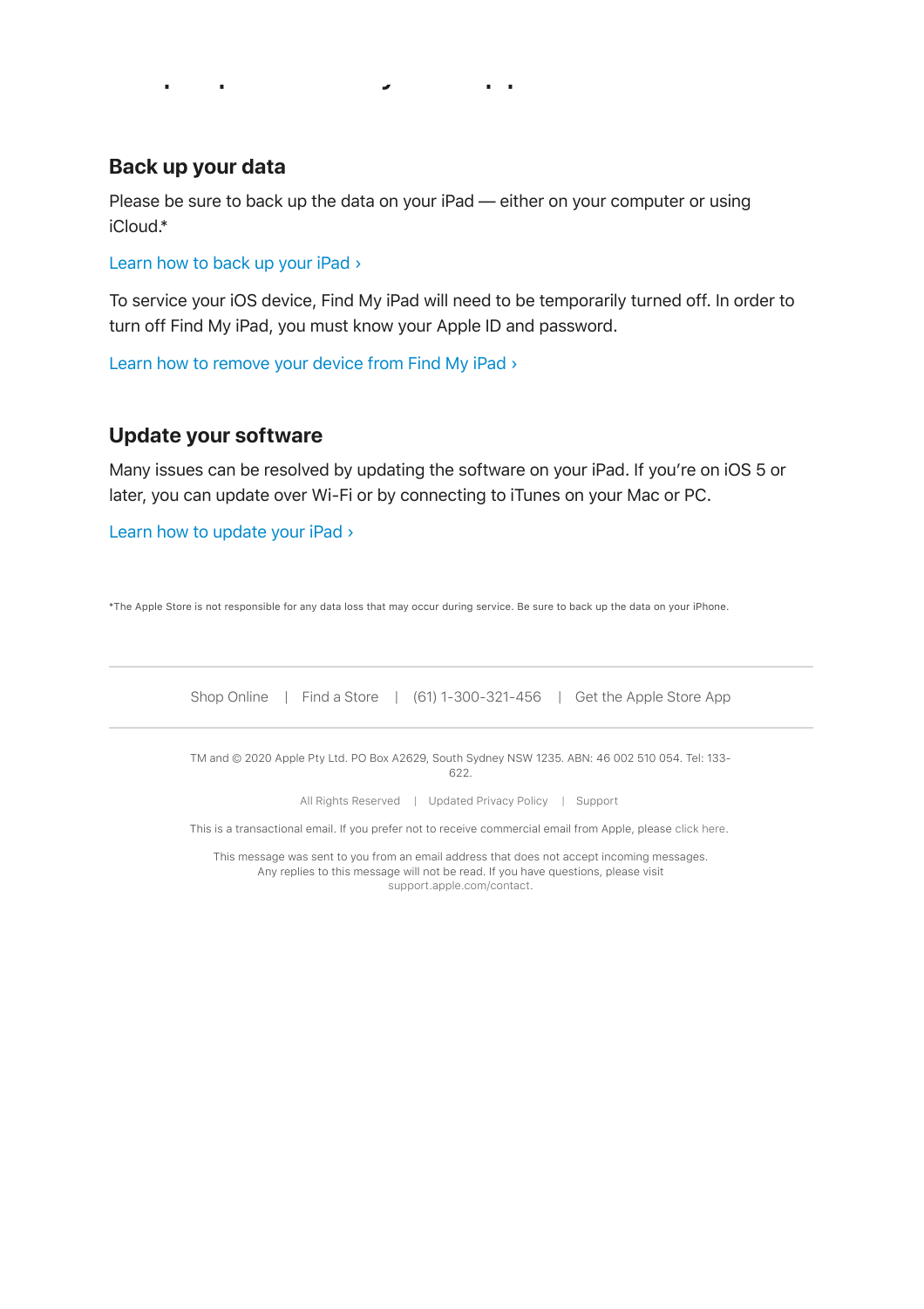## Back up your data

Please be sure to back up the data on your iPad — either on your computer or using iCloud.*

Learn how to back up your iPad ›

To service your iOS device, Find My iPad will need to be temporarily turned off. In order to turn off Find My iPad, you must know your Apple ID and password.

Learn how to remove your device from Find My iPad ›

## Update your software

Many issues can be resolved by updating the software on your iPad. If you're on iOS 5 or later, you can update over Wi-Fi or by connecting to iTunes on your Mac or PC.

Learn how to update your iPad ›

*The Apple Store is not responsible for any data loss that may occur during service. Be sure to back up the data on your iPhone.

---

Shop Online | Find a Store | (61) 1-300-321-456 | Get the Apple Store App

---

TM and © 2020 Apple Pty Ltd. PO Box A2629, South Sydney NSW 1235. ABN: 46 002 510 054. Tel: 133-622.

All Rights Reserved | Updated Privacy Policy | Support

This is a transactional email. If you prefer not to receive commercial email from Apple, please click here.

This message was sent to you from an email address that does not accept incoming messages. Any replies to this message will not be read. If you have questions, please visit support.apple.com/contact.